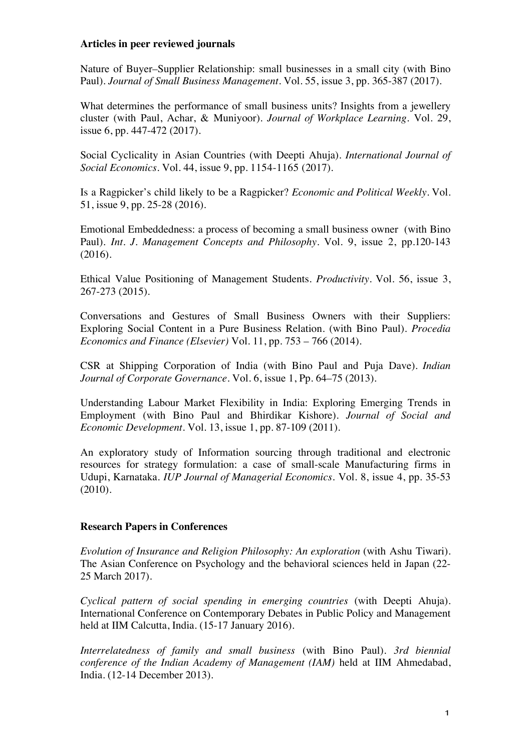### Articles in peer reviewed journals

Nature of Buyer–Supplier Relationship: small businesses in a small city (with Bino Paul). *Journal of Small Business Management*. Vol. 55, issue 3, pp. 365-387 (2017).

What determines the performance of small business units? Insights from a jewellery cluster (with Paul, Achar, & Muniyoor). *Journal of Workplace Learning*. Vol. 29, issue 6, pp. 447-472 (2017).

Social Cyclicality in Asian Countries (with Deepti Ahuja). *International Journal of Social Economics*. Vol. 44, issue 9, pp. 1154-1165 (2017).

Is a Ragpicker's child likely to be a Ragpicker? *Economic and Political Weekly*. Vol. 51, issue 9, pp. 25-28 (2016).

Emotional Embeddedness: a process of becoming a small business owner (with Bino Paul). *Int. J. Management Concepts and Philosophy*. Vol. 9, issue 2, pp.120-143 (2016).

Ethical Value Positioning of Management Students. *Productivity*. Vol. 56, issue 3, 267-273 (2015).

Conversations and Gestures of Small Business Owners with their Suppliers: Exploring Social Content in a Pure Business Relation. (with Bino Paul). *Procedia Economics and Finance (Elsevier)* Vol. 11, pp. 753 – 766 (2014).

CSR at Shipping Corporation of India (with Bino Paul and Puja Dave). *Indian Journal of Corporate Governance*. Vol. 6, issue 1, Pp. 64–75 (2013).

Understanding Labour Market Flexibility in India: Exploring Emerging Trends in Employment (with Bino Paul and Bhirdikar Kishore). *Journal of Social and Economic Development*. Vol. 13, issue 1, pp. 87-109 (2011).

An exploratory study of Information sourcing through traditional and electronic resources for strategy formulation: a case of small-scale Manufacturing firms in Udupi, Karnataka. *IUP Journal of Managerial Economics*. Vol. 8, issue 4, pp. 35-53 (2010).

### Research Papers in Conferences

*Evolution of Insurance and Religion Philosophy: An exploration* (with Ashu Tiwari). The Asian Conference on Psychology and the behavioral sciences held in Japan (22-25 March 2017).

*Cyclical pattern of social spending in emerging countries* (with Deepti Ahuja). International Conference on Contemporary Debates in Public Policy and Management held at IIM Calcutta, India. (15-17 January 2016).

*Interrelatedness of family and small business* (with Bino Paul). *3rd biennial conference of the Indian Academy of Management (IAM)* held at IIM Ahmedabad, India. (12-14 December 2013).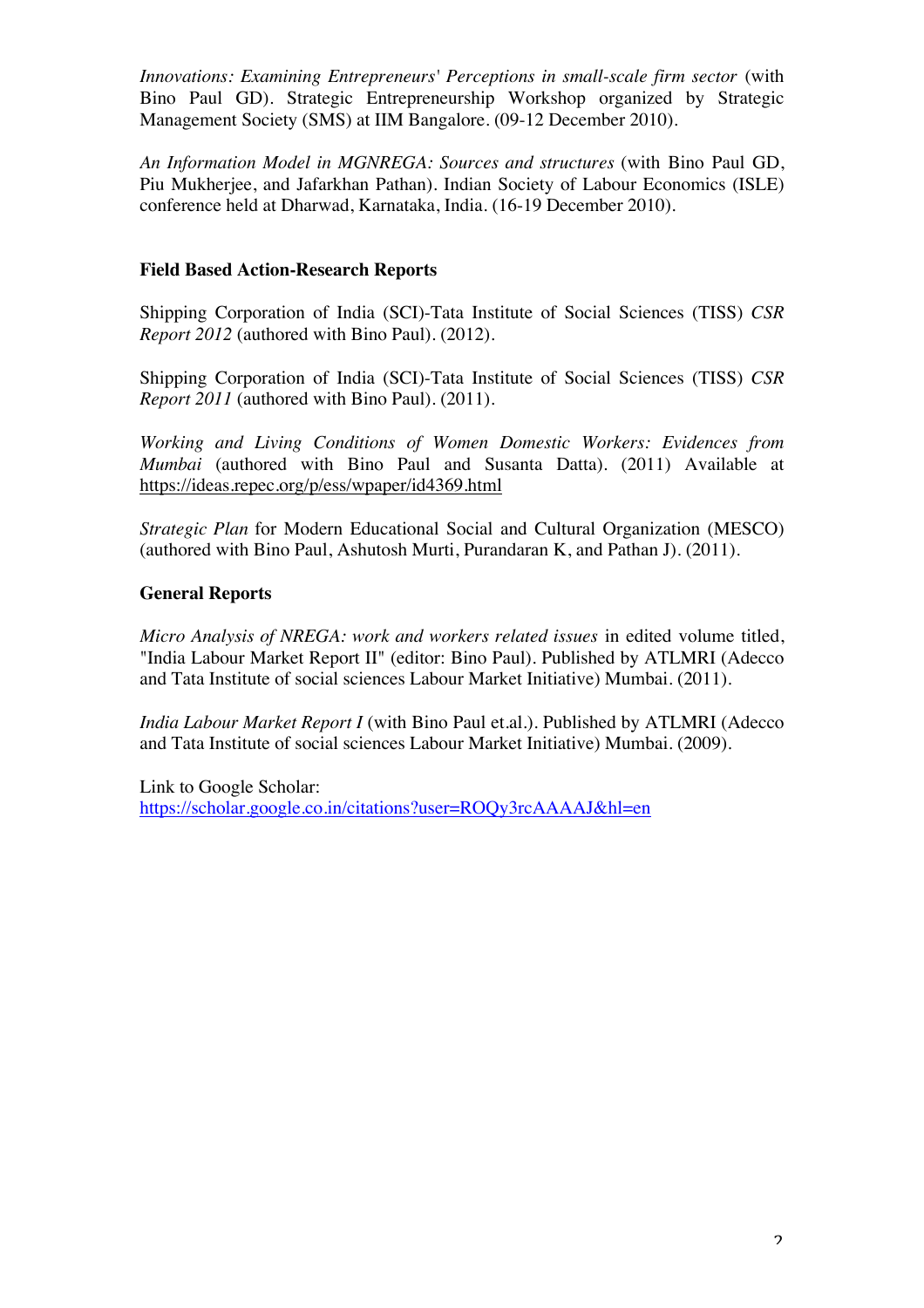*Innovations: Examining Entrepreneurs' Perceptions in small-scale firm sector* (with Bino Paul GD). Strategic Entrepreneurship Workshop organized by Strategic Management Society (SMS) at IIM Bangalore. (09-12 December 2010).

*An Information Model in MGNREGA: Sources and structures* (with Bino Paul GD, Piu Mukherjee, and Jafarkhan Pathan). Indian Society of Labour Economics (ISLE) conference held at Dharwad, Karnataka, India. (16-19 December 2010).

**Field Based Action-Research Reports**

Shipping Corporation of India (SCI)-Tata Institute of Social Sciences (TISS) *CSR Report 2012* (authored with Bino Paul). (2012).

Shipping Corporation of India (SCI)-Tata Institute of Social Sciences (TISS) *CSR Report 2011* (authored with Bino Paul). (2011).

*Working and Living Conditions of Women Domestic Workers: Evidences from Mumbai* (authored with Bino Paul and Susanta Datta). (2011) Available at https://ideas.repec.org/p/ess/wpaper/id4369.html

*Strategic Plan* for Modern Educational Social and Cultural Organization (MESCO) (authored with Bino Paul, Ashutosh Murti, Purandaran K, and Pathan J). (2011).

**General Reports**

*Micro Analysis of NREGA: work and workers related issues* in edited volume titled, "India Labour Market Report II" (editor: Bino Paul). Published by ATLMRI (Adecco and Tata Institute of social sciences Labour Market Initiative) Mumbai. (2011).

*India Labour Market Report I* (with Bino Paul et.al.). Published by ATLMRI (Adecco and Tata Institute of social sciences Labour Market Initiative) Mumbai. (2009).

Link to Google Scholar:
https://scholar.google.co.in/citations?user=ROQy3rcAAAAJ&hl=en